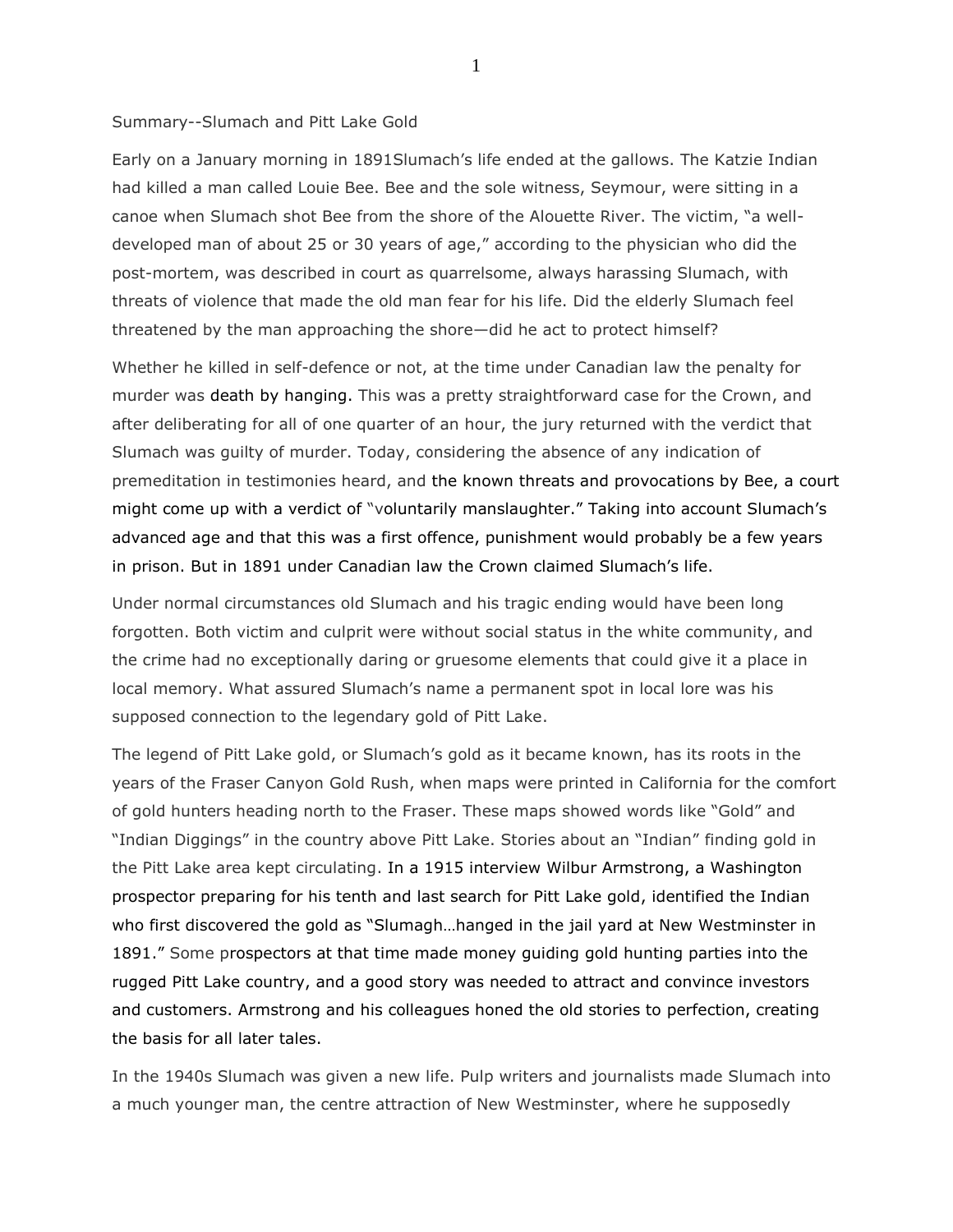Summary--Slumach and Pitt Lake Gold

Early on a January morning in 1891Slumach's life ended at the gallows. The Katzie Indian had killed a man called Louie Bee. Bee and the sole witness, Seymour, were sitting in a canoe when Slumach shot Bee from the shore of the Alouette River. The victim, "a well-developed man of about 25 or 30 years of age," according to the physician who did the post-mortem, was described in court as quarrelsome, always harassing Slumach, with threats of violence that made the old man fear for his life. Did the elderly Slumach feel threatened by the man approaching the shore—did he act to protect himself?

Whether he killed in self-defence or not, at the time under Canadian law the penalty for murder was death by hanging. This was a pretty straightforward case for the Crown, and after deliberating for all of one quarter of an hour, the jury returned with the verdict that Slumach was guilty of murder. Today, considering the absence of any indication of premeditation in testimonies heard, and the known threats and provocations by Bee, a court might come up with a verdict of "voluntarily manslaughter." Taking into account Slumach's advanced age and that this was a first offence, punishment would probably be a few years in prison. But in 1891 under Canadian law the Crown claimed Slumach's life.

Under normal circumstances old Slumach and his tragic ending would have been long forgotten. Both victim and culprit were without social status in the white community, and the crime had no exceptionally daring or gruesome elements that could give it a place in local memory. What assured Slumach's name a permanent spot in local lore was his supposed connection to the legendary gold of Pitt Lake.

The legend of Pitt Lake gold, or Slumach's gold as it became known, has its roots in the years of the Fraser Canyon Gold Rush, when maps were printed in California for the comfort of gold hunters heading north to the Fraser. These maps showed words like "Gold" and "Indian Diggings" in the country above Pitt Lake. Stories about an "Indian" finding gold in the Pitt Lake area kept circulating. In a 1915 interview Wilbur Armstrong, a Washington prospector preparing for his tenth and last search for Pitt Lake gold, identified the Indian who first discovered the gold as "Slumagh…hanged in the jail yard at New Westminster in 1891." Some prospectors at that time made money guiding gold hunting parties into the rugged Pitt Lake country, and a good story was needed to attract and convince investors and customers. Armstrong and his colleagues honed the old stories to perfection, creating the basis for all later tales.

In the 1940s Slumach was given a new life. Pulp writers and journalists made Slumach into a much younger man, the centre attraction of New Westminster, where he supposedly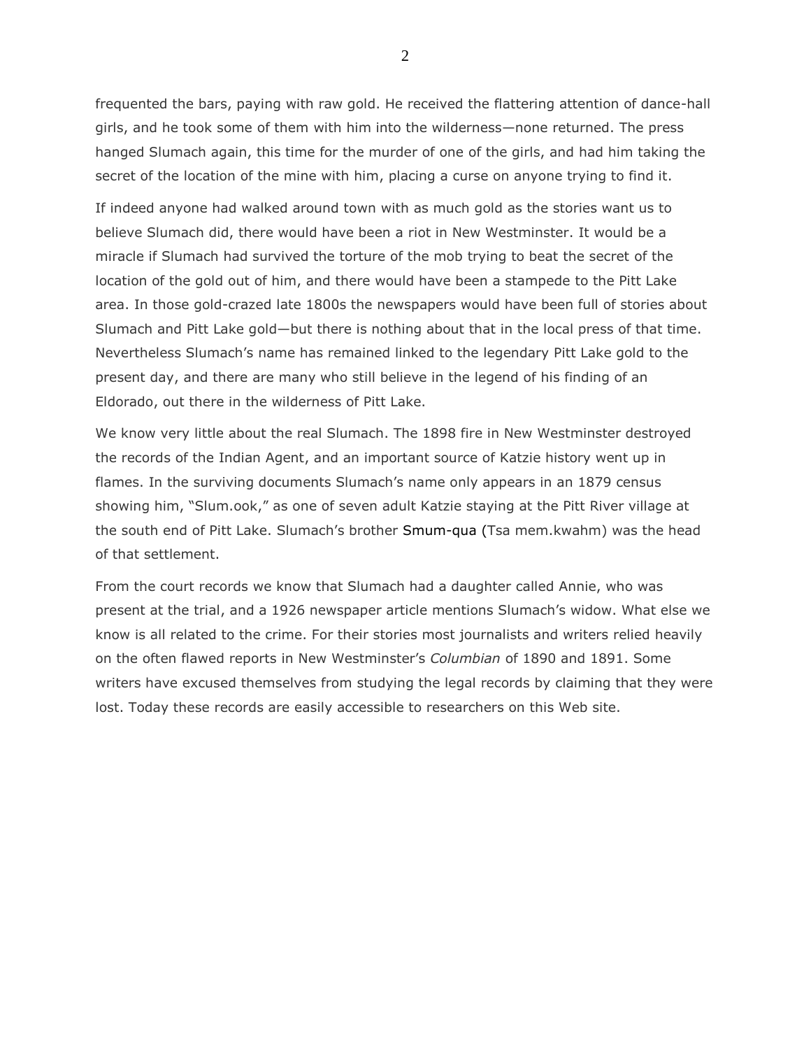frequented the bars, paying with raw gold. He received the flattering attention of dance-hall girls, and he took some of them with him into the wilderness—none returned. The press hanged Slumach again, this time for the murder of one of the girls, and had him taking the secret of the location of the mine with him, placing a curse on anyone trying to find it.

If indeed anyone had walked around town with as much gold as the stories want us to believe Slumach did, there would have been a riot in New Westminster. It would be a miracle if Slumach had survived the torture of the mob trying to beat the secret of the location of the gold out of him, and there would have been a stampede to the Pitt Lake area. In those gold-crazed late 1800s the newspapers would have been full of stories about Slumach and Pitt Lake gold—but there is nothing about that in the local press of that time. Nevertheless Slumach's name has remained linked to the legendary Pitt Lake gold to the present day, and there are many who still believe in the legend of his finding of an Eldorado, out there in the wilderness of Pitt Lake.

We know very little about the real Slumach. The 1898 fire in New Westminster destroyed the records of the Indian Agent, and an important source of Katzie history went up in flames. In the surviving documents Slumach's name only appears in an 1879 census showing him, "Slum.ook," as one of seven adult Katzie staying at the Pitt River village at the south end of Pitt Lake. Slumach's brother Smum-qua (Tsa mem.kwahm) was the head of that settlement.

From the court records we know that Slumach had a daughter called Annie, who was present at the trial, and a 1926 newspaper article mentions Slumach's widow. What else we know is all related to the crime. For their stories most journalists and writers relied heavily on the often flawed reports in New Westminster's *Columbian* of 1890 and 1891. Some writers have excused themselves from studying the legal records by claiming that they were lost. Today these records are easily accessible to researchers on this Web site.